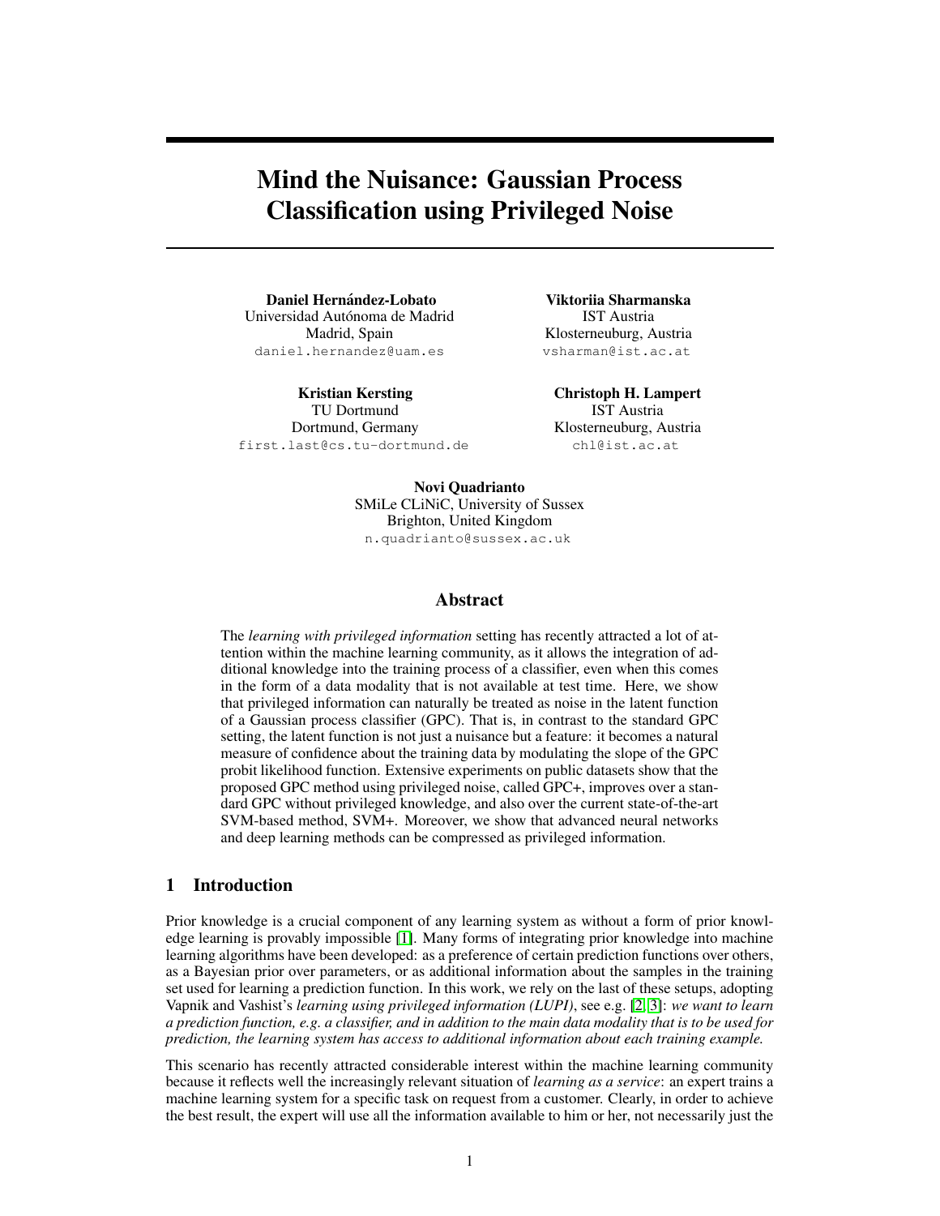# Mind the Nuisance: Gaussian Process Classification using Privileged Noise

**Daniel Hernández-Lobato**
Universidad Autónoma de Madrid
Madrid, Spain
daniel.hernandez@uam.es

**Viktoriia Sharmanska**
IST Austria
Klosterneuburg, Austria
vsharman@ist.ac.at

**Kristian Kersting**
TU Dortmund
Dortmund, Germany
first.last@cs.tu-dortmund.de

**Christoph H. Lampert**
IST Austria
Klosterneuburg, Austria
chl@ist.ac.at

**Novi Quadrianto**
SMiLe CLiNiC, University of Sussex
Brighton, United Kingdom
n.quadrianto@sussex.ac.uk

## Abstract

The *learning with privileged information* setting has recently attracted a lot of attention within the machine learning community, as it allows the integration of additional knowledge into the training process of a classifier, even when this comes in the form of a data modality that is not available at test time. Here, we show that privileged information can naturally be treated as noise in the latent function of a Gaussian process classifier (GPC). That is, in contrast to the standard GPC setting, the latent function is not just a nuisance but a feature: it becomes a natural measure of confidence about the training data by modulating the slope of the GPC probit likelihood function. Extensive experiments on public datasets show that the proposed GPC method using privileged noise, called GPC+, improves over a standard GPC without privileged knowledge, and also over the current state-of-the-art SVM-based method, SVM+. Moreover, we show that advanced neural networks and deep learning methods can be compressed as privileged information.

## 1 Introduction

Prior knowledge is a crucial component of any learning system as without a form of prior knowledge learning is provably impossible [1]. Many forms of integrating prior knowledge into machine learning algorithms have been developed: as a preference of certain prediction functions over others, as a Bayesian prior over parameters, or as additional information about the samples in the training set used for learning a prediction function. In this work, we rely on the last of these setups, adopting Vapnik and Vashist's *learning using privileged information (LUPI)*, see e.g. [2, 3]: *we want to learn a prediction function, e.g. a classifier, and in addition to the main data modality that is to be used for prediction, the learning system has access to additional information about each training example.*

This scenario has recently attracted considerable interest within the machine learning community because it reflects well the increasingly relevant situation of *learning as a service*: an expert trains a machine learning system for a specific task on request from a customer. Clearly, in order to achieve the best result, the expert will use all the information available to him or her, not necessarily just the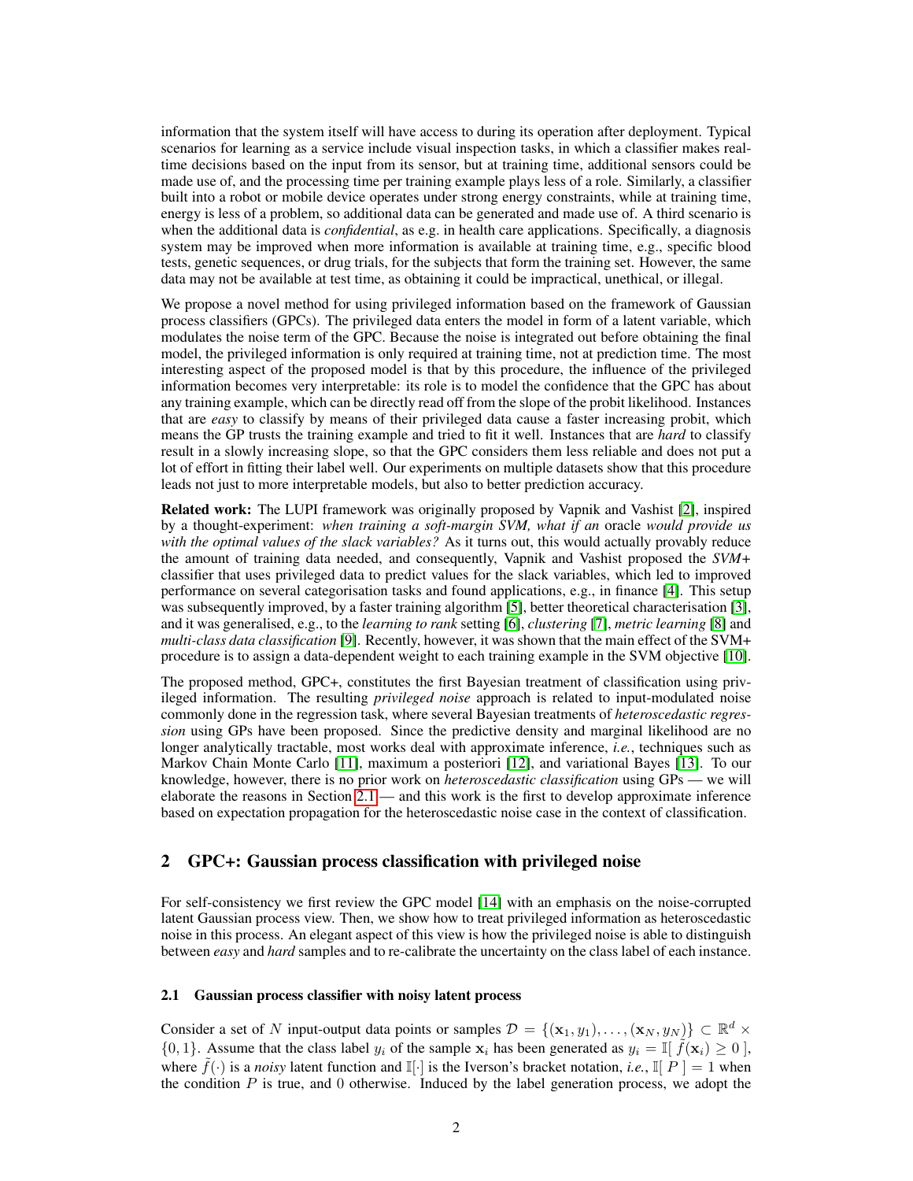information that the system itself will have access to during its operation after deployment. Typical scenarios for learning as a service include visual inspection tasks, in which a classifier makes real-time decisions based on the input from its sensor, but at training time, additional sensors could be made use of, and the processing time per training example plays less of a role. Similarly, a classifier built into a robot or mobile device operates under strong energy constraints, while at training time, energy is less of a problem, so additional data can be generated and made use of. A third scenario is when the additional data is *confidential*, as e.g. in health care applications. Specifically, a diagnosis system may be improved when more information is available at training time, e.g., specific blood tests, genetic sequences, or drug trials, for the subjects that form the training set. However, the same data may not be available at test time, as obtaining it could be impractical, unethical, or illegal.

We propose a novel method for using privileged information based on the framework of Gaussian process classifiers (GPCs). The privileged data enters the model in form of a latent variable, which modulates the noise term of the GPC. Because the noise is integrated out before obtaining the final model, the privileged information is only required at training time, not at prediction time. The most interesting aspect of the proposed model is that by this procedure, the influence of the privileged information becomes very interpretable: its role is to model the confidence that the GPC has about any training example, which can be directly read off from the slope of the probit likelihood. Instances that are *easy* to classify by means of their privileged data cause a faster increasing probit, which means the GP trusts the training example and tried to fit it well. Instances that are *hard* to classify result in a slowly increasing slope, so that the GPC considers them less reliable and does not put a lot of effort in fitting their label well. Our experiments on multiple datasets show that this procedure leads not just to more interpretable models, but also to better prediction accuracy.

**Related work:** The LUPI framework was originally proposed by Vapnik and Vashist [2], inspired by a thought-experiment: *when training a soft-margin SVM, what if an* oracle *would provide us with the optimal values of the slack variables?* As it turns out, this would actually provably reduce the amount of training data needed, and consequently, Vapnik and Vashist proposed the *SVM+* classifier that uses privileged data to predict values for the slack variables, which led to improved performance on several categorisation tasks and found applications, e.g., in finance [4]. This setup was subsequently improved, by a faster training algorithm [5], better theoretical characterisation [3], and it was generalised, e.g., to the *learning to rank* setting [6], *clustering* [7], *metric learning* [8] and *multi-class data classification* [9]. Recently, however, it was shown that the main effect of the SVM+ procedure is to assign a data-dependent weight to each training example in the SVM objective [10].

The proposed method, GPC+, constitutes the first Bayesian treatment of classification using privileged information. The resulting *privileged noise* approach is related to input-modulated noise commonly done in the regression task, where several Bayesian treatments of *heteroscedastic regression* using GPs have been proposed. Since the predictive density and marginal likelihood are no longer analytically tractable, most works deal with approximate inference, *i.e.*, techniques such as Markov Chain Monte Carlo [11], maximum a posteriori [12], and variational Bayes [13]. To our knowledge, however, there is no prior work on *heteroscedastic classification* using GPs — we will elaborate the reasons in Section 2.1 — and this work is the first to develop approximate inference based on expectation propagation for the heteroscedastic noise case in the context of classification.

## 2 GPC+: Gaussian process classification with privileged noise

For self-consistency we first review the GPC model [14] with an emphasis on the noise-corrupted latent Gaussian process view. Then, we show how to treat privileged information as heteroscedastic noise in this process. An elegant aspect of this view is how the privileged noise is able to distinguish between *easy* and *hard* samples and to re-calibrate the uncertainty on the class label of each instance.

### 2.1 Gaussian process classifier with noisy latent process

Consider a set of $N$ input-output data points or samples $\mathcal{D} = \{(\mathbf{x}_1, y_1), \ldots, (\mathbf{x}_N, y_N)\} \subset \mathbb{R}^d \times \{0, 1\}$. Assume that the class label $y_i$ of the sample $\mathbf{x}_i$ has been generated as $y_i = \mathbb{I}[\, \tilde{f}(\mathbf{x}_i) \geq 0 \,]$, where $\tilde{f}(\cdot)$ is a *noisy* latent function and $\mathbb{I}[\cdot]$ is the Iverson's bracket notation, *i.e.*, $\mathbb{I}[\, P \,] = 1$ when the condition $P$ is true, and 0 otherwise. Induced by the label generation process, we adopt the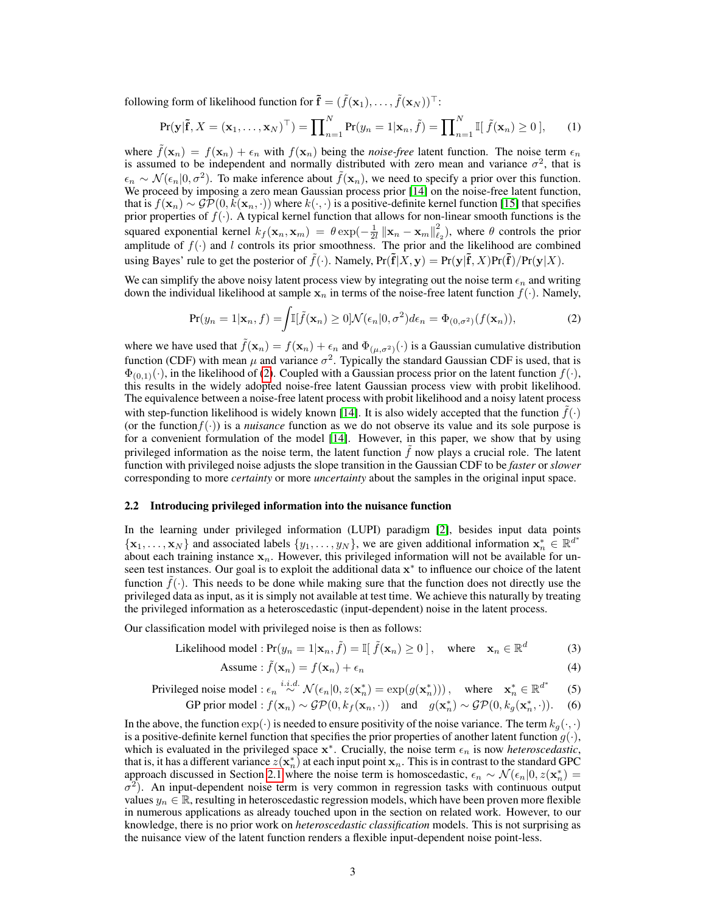following form of likelihood function for $\tilde{\mathbf{f}} = (\tilde{f}(\mathbf{x}_1), \ldots, \tilde{f}(\mathbf{x}_N))^\top$:

$$\Pr(\mathbf{y}|\tilde{\mathbf{f}}, X = (\mathbf{x}_1, \ldots, \mathbf{x}_N)^\top) = \prod_{n=1}^N \Pr(y_n = 1|\mathbf{x}_n, \tilde{f}) = \prod_{n=1}^N \mathbb{I}[\, \tilde{f}(\mathbf{x}_n) \geq 0 \,], \tag{1}$$

where $\tilde{f}(\mathbf{x}_n) = f(\mathbf{x}_n) + \epsilon_n$ with $f(\mathbf{x}_n)$ being the *noise-free* latent function. The noise term $\epsilon_n$ is assumed to be independent and normally distributed with zero mean and variance $\sigma^2$, that is $\epsilon_n \sim \mathcal{N}(\epsilon_n|0, \sigma^2)$. To make inference about $\tilde{f}(\mathbf{x}_n)$, we need to specify a prior over this function. We proceed by imposing a zero mean Gaussian process prior [14] on the noise-free latent function, that is $f(\mathbf{x}_n) \sim \mathcal{GP}(0, k(\mathbf{x}_n, \cdot))$ where $k(\cdot,\cdot)$ is a positive-definite kernel function [15] that specifies prior properties of $f(\cdot)$. A typical kernel function that allows for non-linear smooth functions is the squared exponential kernel $k_f(\mathbf{x}_n, \mathbf{x}_m) = \theta \exp(-\frac{1}{2l}\|\mathbf{x}_n - \mathbf{x}_m\|^2_{\ell_2})$, where $\theta$ controls the prior amplitude of $f(\cdot)$ and $l$ controls its prior smoothness. The prior and the likelihood are combined using Bayes' rule to get the posterior of $\tilde{f}(\cdot)$. Namely, $\Pr(\tilde{\mathbf{f}}|X, \mathbf{y}) = \Pr(\mathbf{y}|\tilde{\mathbf{f}}, X)\Pr(\tilde{\mathbf{f}})/\Pr(\mathbf{y}|X)$.

We can simplify the above noisy latent process view by integrating out the noise term $\epsilon_n$ and writing down the individual likelihood at sample $\mathbf{x}_n$ in terms of the noise-free latent function $f(\cdot)$. Namely,

$$\Pr(y_n = 1|\mathbf{x}_n, f) = \int \mathbb{I}[\tilde{f}(\mathbf{x}_n) \geq 0]\mathcal{N}(\epsilon_n|0, \sigma^2)d\epsilon_n = \Phi_{(0,\sigma^2)}(f(\mathbf{x}_n)), \tag{2}$$

where we have used that $\tilde{f}(\mathbf{x}_n) = f(\mathbf{x}_n) + \epsilon_n$ and $\Phi_{(\mu,\sigma^2)}(\cdot)$ is a Gaussian cumulative distribution function (CDF) with mean $\mu$ and variance $\sigma^2$. Typically the standard Gaussian CDF is used, that is $\Phi_{(0,1)}(\cdot)$, in the likelihood of (2). Coupled with a Gaussian process prior on the latent function $f(\cdot)$, this results in the widely adopted noise-free latent Gaussian process view with probit likelihood. The equivalence between a noise-free latent process with probit likelihood and a noisy latent process with step-function likelihood is widely known [14]. It is also widely accepted that the function $\tilde{f}(\cdot)$ (or the function $f(\cdot)$) is a *nuisance* function as we do not observe its value and its sole purpose is for a convenient formulation of the model [14]. However, in this paper, we show that by using privileged information as the noise term, the latent function $\tilde{f}$ now plays a crucial role. The latent function with privileged noise adjusts the slope transition in the Gaussian CDF to be *faster* or *slower* corresponding to more *certainty* or more *uncertainty* about the samples in the original input space.

### 2.2 Introducing privileged information into the nuisance function

In the learning under privileged information (LUPI) paradigm [2], besides input data points $\{\mathbf{x}_1, \ldots, \mathbf{x}_N\}$ and associated labels $\{y_1, \ldots, y_N\}$, we are given additional information $\mathbf{x}^*_n \in \mathbb{R}^{d^*}$ about each training instance $\mathbf{x}_n$. However, this privileged information will not be available for unseen test instances. Our goal is to exploit the additional data $\mathbf{x}^*$ to influence our choice of the latent function $\tilde{f}(\cdot)$. This needs to be done while making sure that the function does not directly use the privileged data as input, as it is simply not available at test time. We achieve this naturally by treating the privileged information as a heteroscedastic (input-dependent) noise in the latent process.

Our classification model with privileged noise is then as follows:

$$\text{Likelihood model} : \Pr(y_n = 1|\mathbf{x}_n, \tilde{f}) = \mathbb{I}[\, \tilde{f}(\mathbf{x}_n) \geq 0 \,], \quad \text{where} \quad \mathbf{x}_n \in \mathbb{R}^d \tag{3}$$

$$\text{Assume} : \tilde{f}(\mathbf{x}_n) = f(\mathbf{x}_n) + \epsilon_n \tag{4}$$

$$\text{Privileged noise model} : \epsilon_n \overset{i.i.d.}{\sim} \mathcal{N}(\epsilon_n|0, z(\mathbf{x}^*_n) = \exp(g(\mathbf{x}^*_n))), \quad \text{where} \quad \mathbf{x}^*_n \in \mathbb{R}^{d^*} \tag{5}$$

$$\text{GP prior model} : f(\mathbf{x}_n) \sim \mathcal{GP}(0, k_f(\mathbf{x}_n, \cdot)) \quad \text{and} \quad g(\mathbf{x}^*_n) \sim \mathcal{GP}(0, k_g(\mathbf{x}^*_n, \cdot)). \tag{6}$$

In the above, the function $\exp(\cdot)$ is needed to ensure positivity of the noise variance. The term $k_g(\cdot,\cdot)$ is a positive-definite kernel function that specifies the prior properties of another latent function $g(\cdot)$, which is evaluated in the privileged space $\mathbf{x}^*$. Crucially, the noise term $\epsilon_n$ is now *heteroscedastic*, that is, it has a different variance $z(\mathbf{x}^*_n)$ at each input point $\mathbf{x}_n$. This is in contrast to the standard GPC approach discussed in Section 2.1 where the noise term is homoscedastic, $\epsilon_n \sim \mathcal{N}(\epsilon_n|0, z(\mathbf{x}^*_n) = \sigma^2)$. An input-dependent noise term is very common in regression tasks with continuous output values $y_n \in \mathbb{R}$, resulting in heteroscedastic regression models, which have been proven more flexible in numerous applications as already touched upon in the section on related work. However, to our knowledge, there is no prior work on *heteroscedastic classification* models. This is not surprising as the nuisance view of the latent function renders a flexible input-dependent noise point-less.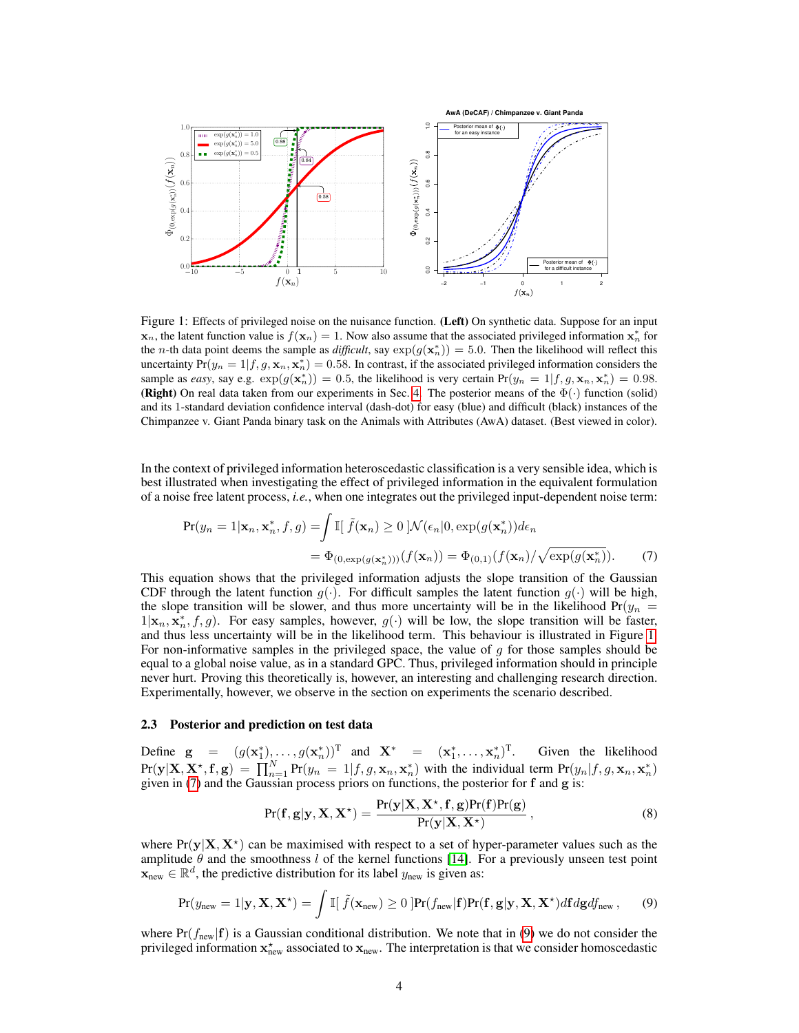Figure 1: Effects of privileged noise on the nuisance function. **(Left)** On synthetic data. Suppose for an input $\mathbf{x}_n$, the latent function value is $f(\mathbf{x}_n) = 1$. Now also assume that the associated privileged information $\mathbf{x}_n^*$ for the $n$-th data point deems the sample as *difficult*, say $\exp(g(\mathbf{x}_n^*)) = 5.0$. Then the likelihood will reflect this uncertainty $\Pr(y_n = 1|f, g, \mathbf{x}_n, \mathbf{x}_n^*) = 0.58$. In contrast, if the associated privileged information considers the sample as *easy*, say e.g. $\exp(g(\mathbf{x}_n^*)) = 0.5$, the likelihood is very certain $\Pr(y_n = 1|f, g, \mathbf{x}_n, \mathbf{x}_n^*) = 0.98$. **(Right)** On real data taken from our experiments in Sec. 4. The posterior means of the $\Phi(\cdot)$ function (solid) and its 1-standard deviation confidence interval (dash-dot) for easy (blue) and difficult (black) instances of the Chimpanzee v. Giant Panda binary task on the Animals with Attributes (AwA) dataset. (Best viewed in color).

In the context of privileged information heteroscedastic classification is a very sensible idea, which is best illustrated when investigating the effect of privileged information in the equivalent formulation of a noise free latent process, *i.e.*, when one integrates out the privileged input-dependent noise term:

$$
\begin{aligned}
\Pr(y_n = 1|\mathbf{x}_n, \mathbf{x}_n^*, f, g) &= \int \mathbb{I}[\ \tilde{f}(\mathbf{x}_n) \geq 0\ ]\mathcal{N}(\epsilon_n|0, \exp(g(\mathbf{x}_n^*))d\epsilon_n \\
&= \Phi_{(0,\exp(g(\mathbf{x}_n^*)))}(f(\mathbf{x}_n)) = \Phi_{(0,1)}(f(\mathbf{x}_n)/\sqrt{\exp(g(\mathbf{x}_n^*))}). \qquad (7)
\end{aligned}
$$

This equation shows that the privileged information adjusts the slope transition of the Gaussian CDF through the latent function $g(\cdot)$. For difficult samples the latent function $g(\cdot)$ will be high, the slope transition will be slower, and thus more uncertainty will be in the likelihood $\Pr(y_n = 1|\mathbf{x}_n, \mathbf{x}_n^*, f, g)$. For easy samples, however, $g(\cdot)$ will be low, the slope transition will be faster, and thus less uncertainty will be in the likelihood term. This behaviour is illustrated in Figure 1. For non-informative samples in the privileged space, the value of $g$ for those samples should be equal to a global noise value, as in a standard GPC. Thus, privileged information should in principle never hurt. Proving this theoretically is, however, an interesting and challenging research direction. Experimentally, however, we observe in the section on experiments the scenario described.

### 2.3 Posterior and prediction on test data

Define $\mathbf{g} = (g(\mathbf{x}_1^*), \ldots, g(\mathbf{x}_n^*))^{\mathrm{T}}$ and $\mathbf{X}^* = (\mathbf{x}_1^*, \ldots, \mathbf{x}_n^*)^{\mathrm{T}}$. Given the likelihood $\Pr(\mathbf{y}|\mathbf{X}, \mathbf{X}^\star, \mathbf{f}, \mathbf{g}) = \prod_{n=1}^{N} \Pr(y_n = 1|f, g, \mathbf{x}_n, \mathbf{x}_n^*)$ with the individual term $\Pr(y_n|f, g, \mathbf{x}_n, \mathbf{x}_n^*)$ given in (7) and the Gaussian process priors on functions, the posterior for $\mathbf{f}$ and $\mathbf{g}$ is:

$$
\Pr(\mathbf{f}, \mathbf{g}|\mathbf{y}, \mathbf{X}, \mathbf{X}^\star) = \frac{\Pr(\mathbf{y}|\mathbf{X}, \mathbf{X}^\star, \mathbf{f}, \mathbf{g})\Pr(\mathbf{f})\Pr(\mathbf{g})}{\Pr(\mathbf{y}|\mathbf{X}, \mathbf{X}^\star)}, \qquad (8)
$$

where $\Pr(\mathbf{y}|\mathbf{X}, \mathbf{X}^\star)$ can be maximised with respect to a set of hyper-parameter values such as the amplitude $\theta$ and the smoothness $l$ of the kernel functions [14]. For a previously unseen test point $\mathbf{x}_{\text{new}} \in \mathbb{R}^d$, the predictive distribution for its label $y_{\text{new}}$ is given as:

$$
\Pr(y_{\text{new}} = 1|\mathbf{y}, \mathbf{X}, \mathbf{X}^\star) = \int \mathbb{I}[\ \tilde{f}(\mathbf{x}_{\text{new}}) \geq 0\ ]\Pr(f_{\text{new}}|\mathbf{f})\Pr(\mathbf{f}, \mathbf{g}|\mathbf{y}, \mathbf{X}, \mathbf{X}^\star)d\mathbf{f}d\mathbf{g}df_{\text{new}}, \qquad (9)
$$

where $\Pr(f_{\text{new}}|\mathbf{f})$ is a Gaussian conditional distribution. We note that in (9) we do not consider the privileged information $\mathbf{x}_{\text{new}}^\star$ associated to $\mathbf{x}_{\text{new}}$. The interpretation is that we consider homoscedastic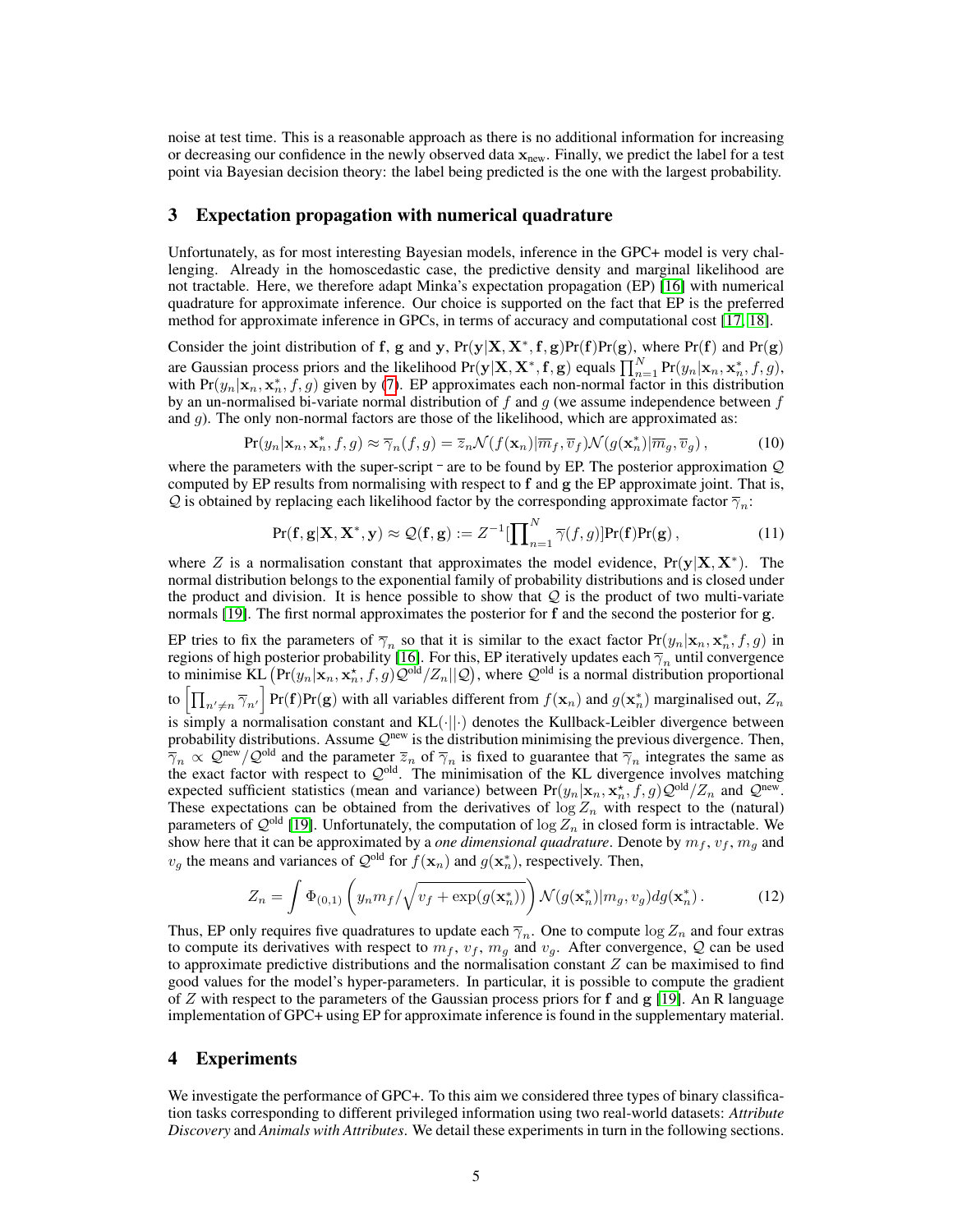noise at test time. This is a reasonable approach as there is no additional information for increasing or decreasing our confidence in the newly observed data $\mathbf{x}_{\text{new}}$. Finally, we predict the label for a test point via Bayesian decision theory: the label being predicted is the one with the largest probability.

## 3 Expectation propagation with numerical quadrature

Unfortunately, as for most interesting Bayesian models, inference in the GPC+ model is very challenging. Already in the homoscedastic case, the predictive density and marginal likelihood are not tractable. Here, we therefore adapt Minka's expectation propagation (EP) [16] with numerical quadrature for approximate inference. Our choice is supported on the fact that EP is the preferred method for approximate inference in GPCs, in terms of accuracy and computational cost [17, 18].

Consider the joint distribution of $\mathbf{f}$, $\mathbf{g}$ and $\mathbf{y}$, $\Pr(\mathbf{y}|\mathbf{X},\mathbf{X}^*,\mathbf{f},\mathbf{g})\Pr(\mathbf{f})\Pr(\mathbf{g})$, where $\Pr(\mathbf{f})$ and $\Pr(\mathbf{g})$ are Gaussian process priors and the likelihood $\Pr(\mathbf{y}|\mathbf{X},\mathbf{X}^*,\mathbf{f},\mathbf{g})$ equals $\prod_{n=1}^N \Pr(y_n|\mathbf{x}_n,\mathbf{x}_n^*,f,g)$, with $\Pr(y_n|\mathbf{x}_n,\mathbf{x}_n^*,f,g)$ given by (7). EP approximates each non-normal factor in this distribution by an un-normalised bi-variate normal distribution of $f$ and $g$ (we assume independence between $f$ and $g$). The only non-normal factors are those of the likelihood, which are approximated as:

$$\Pr(y_n|\mathbf{x}_n,\mathbf{x}_n^*,f,g) \approx \overline{\gamma}_n(f,g) = \overline{z}_n \mathcal{N}(f(\mathbf{x}_n)|\overline{m}_f,\overline{v}_f)\mathcal{N}(g(\mathbf{x}_n^*)|\overline{m}_g,\overline{v}_g)\,, \tag{10}$$

where the parameters with the super-script $^-$ are to be found by EP. The posterior approximation $\mathcal{Q}$ computed by EP results from normalising with respect to $\mathbf{f}$ and $\mathbf{g}$ the EP approximate joint. That is, $\mathcal{Q}$ is obtained by replacing each likelihood factor by the corresponding approximate factor $\overline{\gamma}_n$:

$$\Pr(\mathbf{f},\mathbf{g}|\mathbf{X},\mathbf{X}^*,\mathbf{y}) \approx \mathcal{Q}(\mathbf{f},\mathbf{g}) := Z^{-1}[\prod_{n=1}^N \overline{\gamma}(f,g)]\Pr(\mathbf{f})\Pr(\mathbf{g})\,, \tag{11}$$

where $Z$ is a normalisation constant that approximates the model evidence, $\Pr(\mathbf{y}|\mathbf{X},\mathbf{X}^*)$. The normal distribution belongs to the exponential family of probability distributions and is closed under the product and division. It is hence possible to show that $\mathcal{Q}$ is the product of two multi-variate normals [19]. The first normal approximates the posterior for $\mathbf{f}$ and the second the posterior for $\mathbf{g}$.

EP tries to fix the parameters of $\overline{\gamma}_n$ so that it is similar to the exact factor $\Pr(y_n|\mathbf{x}_n,\mathbf{x}_n^*,f,g)$ in regions of high posterior probability [16]. For this, EP iteratively updates each $\overline{\gamma}_n$ until convergence to minimise $\text{KL}\left(\Pr(y_n|\mathbf{x}_n,\mathbf{x}_n^\star,f,g)\mathcal{Q}^{\text{old}}/Z_n||\mathcal{Q}\right)$, where $\mathcal{Q}^{\text{old}}$ is a normal distribution proportional to $\left[\prod_{n'\neq n}\overline{\gamma}_{n'}\right]\Pr(\mathbf{f})\Pr(\mathbf{g})$ with all variables different from $f(\mathbf{x}_n)$ and $g(\mathbf{x}_n^*)$ marginalised out, $Z_n$ is simply a normalisation constant and $\text{KL}(\cdot||\cdot)$ denotes the Kullback-Leibler divergence between probability distributions. Assume $\mathcal{Q}^{\text{new}}$ is the distribution minimising the previous divergence. Then, $\overline{\gamma}_n \propto \mathcal{Q}^{\text{new}}/\mathcal{Q}^{\text{old}}$ and the parameter $\overline{z}_n$ of $\overline{\gamma}_n$ is fixed to guarantee that $\overline{\gamma}_n$ integrates the same as the exact factor with respect to $\mathcal{Q}^{\text{old}}$. The minimisation of the KL divergence involves matching expected sufficient statistics (mean and variance) between $\Pr(y_n|\mathbf{x}_n,\mathbf{x}_n^\star,f,g)\mathcal{Q}^{\text{old}}/Z_n$ and $\mathcal{Q}^{\text{new}}$. These expectations can be obtained from the derivatives of $\log Z_n$ with respect to the (natural) parameters of $\mathcal{Q}^{\text{old}}$ [19]. Unfortunately, the computation of $\log Z_n$ in closed form is intractable. We show here that it can be approximated by a *one dimensional quadrature*. Denote by $m_f$, $v_f$, $m_g$ and $v_g$ the means and variances of $\mathcal{Q}^{\text{old}}$ for $f(\mathbf{x}_n)$ and $g(\mathbf{x}_n^*)$, respectively. Then,

$$Z_n = \int \Phi_{(0,1)}\left(y_n m_f/\sqrt{v_f + \exp(g(\mathbf{x}_n^*))}\right)\mathcal{N}(g(\mathbf{x}_n^*)|m_g,v_g)dg(\mathbf{x}_n^*)\,. \tag{12}$$

Thus, EP only requires five quadratures to update each $\overline{\gamma}_n$. One to compute $\log Z_n$ and four extras to compute its derivatives with respect to $m_f$, $v_f$, $m_g$ and $v_g$. After convergence, $\mathcal{Q}$ can be used to approximate predictive distributions and the normalisation constant $Z$ can be maximised to find good values for the model's hyper-parameters. In particular, it is possible to compute the gradient of $Z$ with respect to the parameters of the Gaussian process priors for $\mathbf{f}$ and $\mathbf{g}$ [19]. An R language implementation of GPC+ using EP for approximate inference is found in the supplementary material.

## 4 Experiments

We investigate the performance of GPC+. To this aim we considered three types of binary classification tasks corresponding to different privileged information using two real-world datasets: *Attribute Discovery* and *Animals with Attributes*. We detail these experiments in turn in the following sections.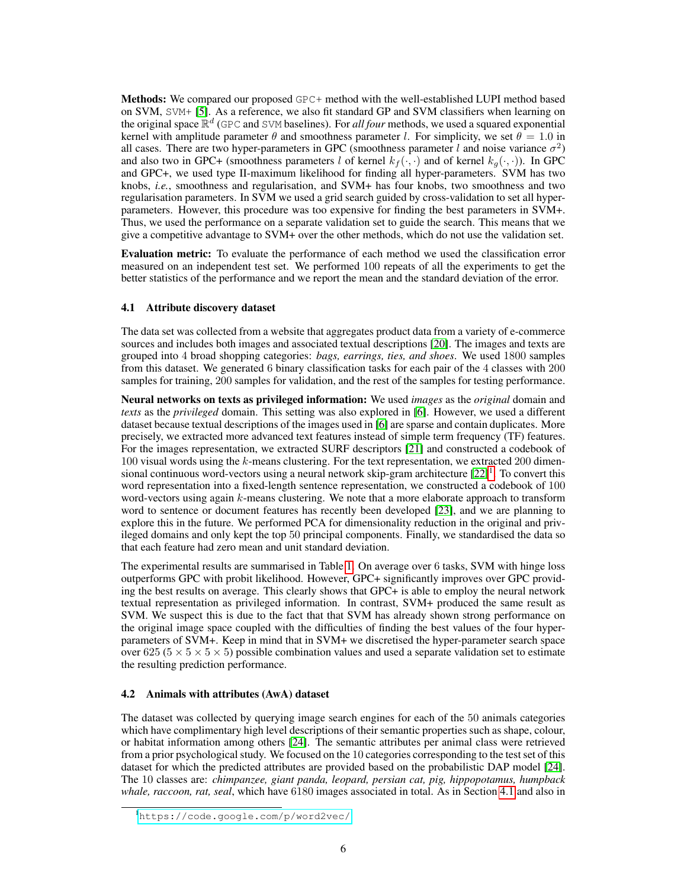**Methods:** We compared our proposed GPC+ method with the well-established LUPI method based on SVM, SVM+ [5]. As a reference, we also fit standard GP and SVM classifiers when learning on the original space $\mathbb{R}^d$ (GPC and SVM baselines). For *all four* methods, we used a squared exponential kernel with amplitude parameter $\theta$ and smoothness parameter $l$. For simplicity, we set $\theta = 1.0$ in all cases. There are two hyper-parameters in GPC (smoothness parameter $l$ and noise variance $\sigma^2$) and also two in GPC+ (smoothness parameters $l$ of kernel $k_f(\cdot, \cdot)$ and of kernel $k_g(\cdot, \cdot)$). In GPC and GPC+, we used type II-maximum likelihood for finding all hyper-parameters. SVM has two knobs, *i.e.*, smoothness and regularisation, and SVM+ has four knobs, two smoothness and two regularisation parameters. In SVM we used a grid search guided by cross-validation to set all hyper-parameters. However, this procedure was too expensive for finding the best parameters in SVM+. Thus, we used the performance on a separate validation set to guide the search. This means that we give a competitive advantage to SVM+ over the other methods, which do not use the validation set.

**Evaluation metric:** To evaluate the performance of each method we used the classification error measured on an independent test set. We performed 100 repeats of all the experiments to get the better statistics of the performance and we report the mean and the standard deviation of the error.

### 4.1 Attribute discovery dataset

The data set was collected from a website that aggregates product data from a variety of e-commerce sources and includes both images and associated textual descriptions [20]. The images and texts are grouped into 4 broad shopping categories: *bags, earrings, ties, and shoes*. We used 1800 samples from this dataset. We generated 6 binary classification tasks for each pair of the 4 classes with 200 samples for training, 200 samples for validation, and the rest of the samples for testing performance.

**Neural networks on texts as privileged information:** We used *images* as the *original* domain and *texts* as the *privileged* domain. This setting was also explored in [6]. However, we used a different dataset because textual descriptions of the images used in [6] are sparse and contain duplicates. More precisely, we extracted more advanced text features instead of simple term frequency (TF) features. For the images representation, we extracted SURF descriptors [21] and constructed a codebook of 100 visual words using the $k$-means clustering. For the text representation, we extracted 200 dimensional continuous word-vectors using a neural network skip-gram architecture [22][1]. To convert this word representation into a fixed-length sentence representation, we constructed a codebook of 100 word-vectors using again $k$-means clustering. We note that a more elaborate approach to transform word to sentence or document features has recently been developed [23], and we are planning to explore this in the future. We performed PCA for dimensionality reduction in the original and privileged domains and only kept the top 50 principal components. Finally, we standardised the data so that each feature had zero mean and unit standard deviation.

The experimental results are summarised in Table 1. On average over 6 tasks, SVM with hinge loss outperforms GPC with probit likelihood. However, GPC+ significantly improves over GPC providing the best results on average. This clearly shows that GPC+ is able to employ the neural network textual representation as privileged information. In contrast, SVM+ produced the same result as SVM. We suspect this is due to the fact that that SVM has already shown strong performance on the original image space coupled with the difficulties of finding the best values of the four hyper-parameters of SVM+. Keep in mind that in SVM+ we discretised the hyper-parameter search space over 625 ($5 \times 5 \times 5 \times 5$) possible combination values and used a separate validation set to estimate the resulting prediction performance.

### 4.2 Animals with attributes (AwA) dataset

The dataset was collected by querying image search engines for each of the 50 animals categories which have complimentary high level descriptions of their semantic properties such as shape, colour, or habitat information among others [24]. The semantic attributes per animal class were retrieved from a prior psychological study. We focused on the 10 categories corresponding to the test set of this dataset for which the predicted attributes are provided based on the probabilistic DAP model [24]. The 10 classes are: *chimpanzee, giant panda, leopard, persian cat, pig, hippopotamus, humpback whale, raccoon, rat, seal*, which have 6180 images associated in total. As in Section 4.1 and also in

[1] https://code.google.com/p/word2vec/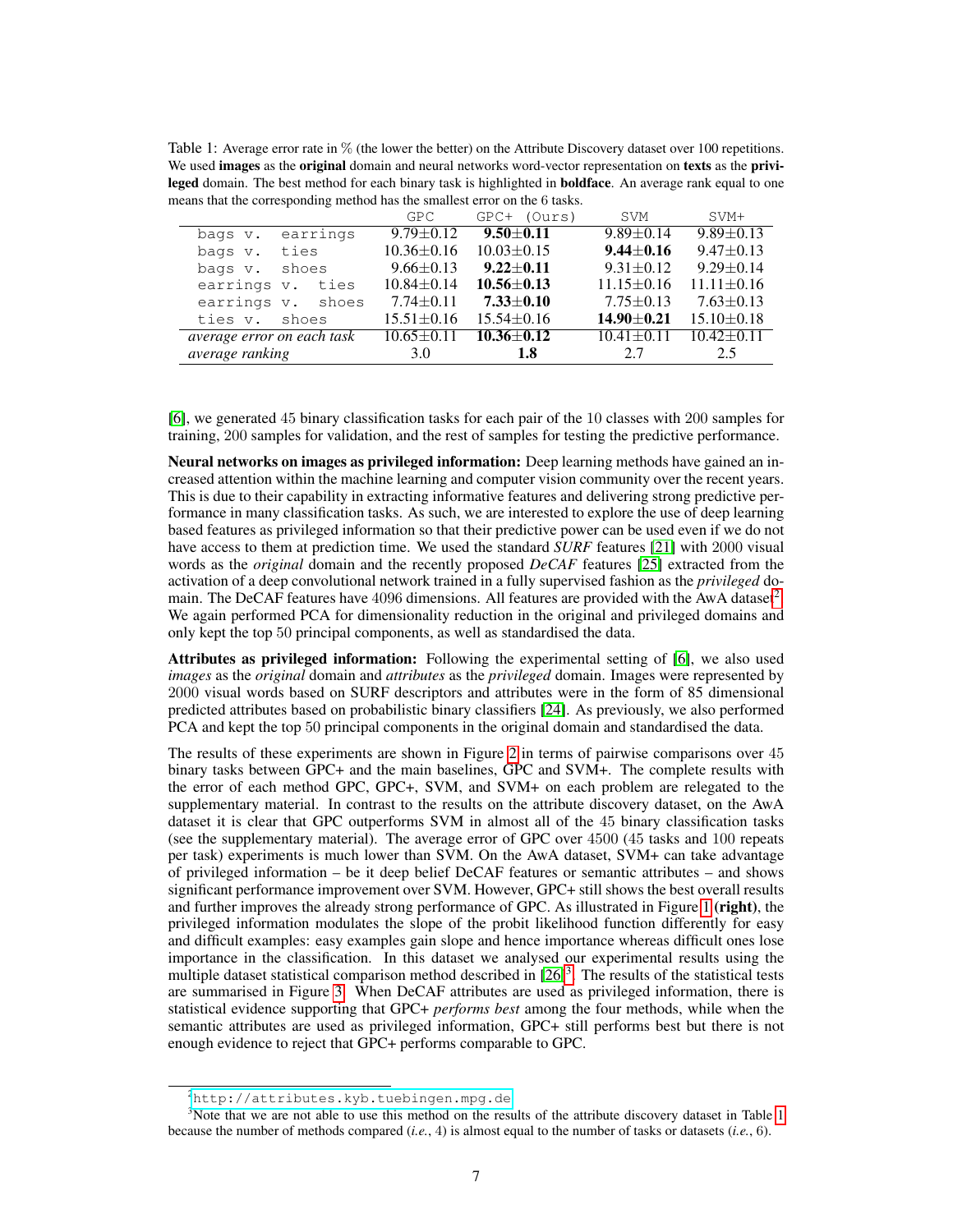Table 1: Average error rate in % (the lower the better) on the Attribute Discovery dataset over 100 repetitions. We used **images** as the **original** domain and neural networks word-vector representation on **texts** as the **privileged** domain. The best method for each binary task is highlighted in **boldface**. An average rank equal to one means that the corresponding method has the smallest error on the 6 tasks.

| | GPC | GPC+ (Ours) | SVM | SVM+ |
|---|---|---|---|---|
| bags v. earrings | 9.79±0.12 | **9.50±0.11** | 9.89±0.14 | 9.89±0.13 |
| bags v. ties | 10.36±0.16 | 10.03±0.15 | **9.44±0.16** | 9.47±0.13 |
| bags v. shoes | 9.66±0.13 | **9.22±0.11** | 9.31±0.12 | 9.29±0.14 |
| earrings v. ties | 10.84±0.14 | **10.56±0.13** | 11.15±0.16 | 11.11±0.16 |
| earrings v. shoes | 7.74±0.11 | **7.33±0.10** | 7.75±0.13 | 7.63±0.13 |
| ties v. shoes | 15.51±0.16 | 15.54±0.16 | **14.90±0.21** | 15.10±0.18 |
| *average error on each task* | 10.65±0.11 | **10.36±0.12** | 10.41±0.11 | 10.42±0.11 |
| *average ranking* | 3.0 | **1.8** | 2.7 | 2.5 |

[6], we generated 45 binary classification tasks for each pair of the 10 classes with 200 samples for training, 200 samples for validation, and the rest of samples for testing the predictive performance.

**Neural networks on images as privileged information:** Deep learning methods have gained an increased attention within the machine learning and computer vision community over the recent years. This is due to their capability in extracting informative features and delivering strong predictive performance in many classification tasks. As such, we are interested to explore the use of deep learning based features as privileged information so that their predictive power can be used even if we do not have access to them at prediction time. We used the standard *SURF* features [21] with 2000 visual words as the *original* domain and the recently proposed *DeCAF* features [25] extracted from the activation of a deep convolutional network trained in a fully supervised fashion as the *privileged* domain. The DeCAF features have 4096 dimensions. All features are provided with the AwA dataset[2]. We again performed PCA for dimensionality reduction in the original and privileged domains and only kept the top 50 principal components, as well as standardised the data.

**Attributes as privileged information:** Following the experimental setting of [6], we also used *images* as the *original* domain and *attributes* as the *privileged* domain. Images were represented by 2000 visual words based on SURF descriptors and attributes were in the form of 85 dimensional predicted attributes based on probabilistic binary classifiers [24]. As previously, we also performed PCA and kept the top 50 principal components in the original domain and standardised the data.

The results of these experiments are shown in Figure 2 in terms of pairwise comparisons over 45 binary tasks between GPC+ and the main baselines, GPC and SVM+. The complete results with the error of each method GPC, GPC+, SVM, and SVM+ on each problem are relegated to the supplementary material. In contrast to the results on the attribute discovery dataset, on the AwA dataset it is clear that GPC outperforms SVM in almost all of the 45 binary classification tasks (see the supplementary material). The average error of GPC over 4500 (45 tasks and 100 repeats per task) experiments is much lower than SVM. On the AwA dataset, SVM+ can take advantage of privileged information – be it deep belief DeCAF features or semantic attributes – and shows significant performance improvement over SVM. However, GPC+ still shows the best overall results and further improves the already strong performance of GPC. As illustrated in Figure 1 (**right**), the privileged information modulates the slope of the probit likelihood function differently for easy and difficult examples: easy examples gain slope and hence importance whereas difficult ones lose importance in the classification. In this dataset we analysed our experimental results using the multiple dataset statistical comparison method described in [26][3]. The results of the statistical tests are summarised in Figure 3. When DeCAF attributes are used as privileged information, there is statistical evidence supporting that GPC+ *performs best* among the four methods, while when the semantic attributes are used as privileged information, GPC+ still performs best but there is not enough evidence to reject that GPC+ performs comparable to GPC.

[2] http://attributes.kyb.tuebingen.mpg.de

[3] Note that we are not able to use this method on the results of the attribute discovery dataset in Table 1 because the number of methods compared (*i.e.*, 4) is almost equal to the number of tasks or datasets (*i.e.*, 6).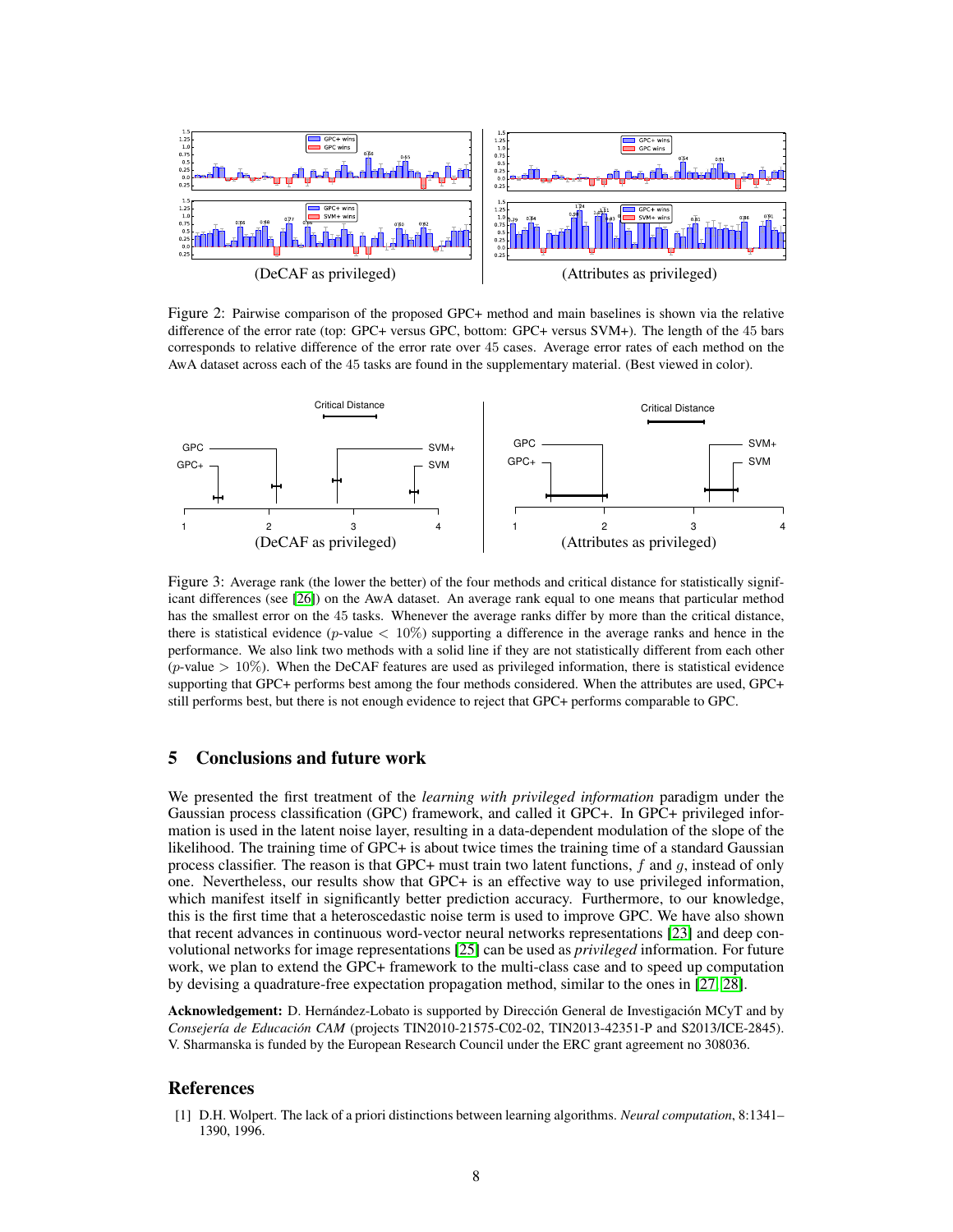(DeCAF as privileged) (Attributes as privileged)

Figure 2: Pairwise comparison of the proposed GPC+ method and main baselines is shown via the relative difference of the error rate (top: GPC+ versus GPC, bottom: GPC+ versus SVM+). The length of the 45 bars corresponds to relative difference of the error rate over 45 cases. Average error rates of each method on the AwA dataset across each of the 45 tasks are found in the supplementary material. (Best viewed in color).

(DeCAF as privileged) (Attributes as privileged)

Figure 3: Average rank (the lower the better) of the four methods and critical distance for statistically significant differences (see [26]) on the AwA dataset. An average rank equal to one means that particular method has the smallest error on the 45 tasks. Whenever the average ranks differ by more than the critical distance, there is statistical evidence ($p$-value $< 10\%$) supporting a difference in the average ranks and hence in the performance. We also link two methods with a solid line if they are not statistically different from each other ($p$-value $> 10\%$). When the DeCAF features are used as privileged information, there is statistical evidence supporting that GPC+ performs best among the four methods considered. When the attributes are used, GPC+ still performs best, but there is not enough evidence to reject that GPC+ performs comparable to GPC.

## 5 Conclusions and future work

We presented the first treatment of the *learning with privileged information* paradigm under the Gaussian process classification (GPC) framework, and called it GPC+. In GPC+ privileged information is used in the latent noise layer, resulting in a data-dependent modulation of the slope of the likelihood. The training time of GPC+ is about twice times the training time of a standard Gaussian process classifier. The reason is that GPC+ must train two latent functions, $f$ and $g$, instead of only one. Nevertheless, our results show that GPC+ is an effective way to use privileged information, which manifest itself in significantly better prediction accuracy. Furthermore, to our knowledge, this is the first time that a heteroscedastic noise term is used to improve GPC. We have also shown that recent advances in continuous word-vector neural networks representations [23] and deep convolutional networks for image representations [25] can be used as *privileged* information. For future work, we plan to extend the GPC+ framework to the multi-class case and to speed up computation by devising a quadrature-free expectation propagation method, similar to the ones in [27, 28].

**Acknowledgement:** D. Hernández-Lobato is supported by Dirección General de Investigación MCyT and by *Consejería de Educación CAM* (projects TIN2010-21575-C02-02, TIN2013-42351-P and S2013/ICE-2845). V. Sharmanska is funded by the European Research Council under the ERC grant agreement no 308036.

## References

[1] D.H. Wolpert. The lack of a priori distinctions between learning algorithms. *Neural computation*, 8:1341–1390, 1996.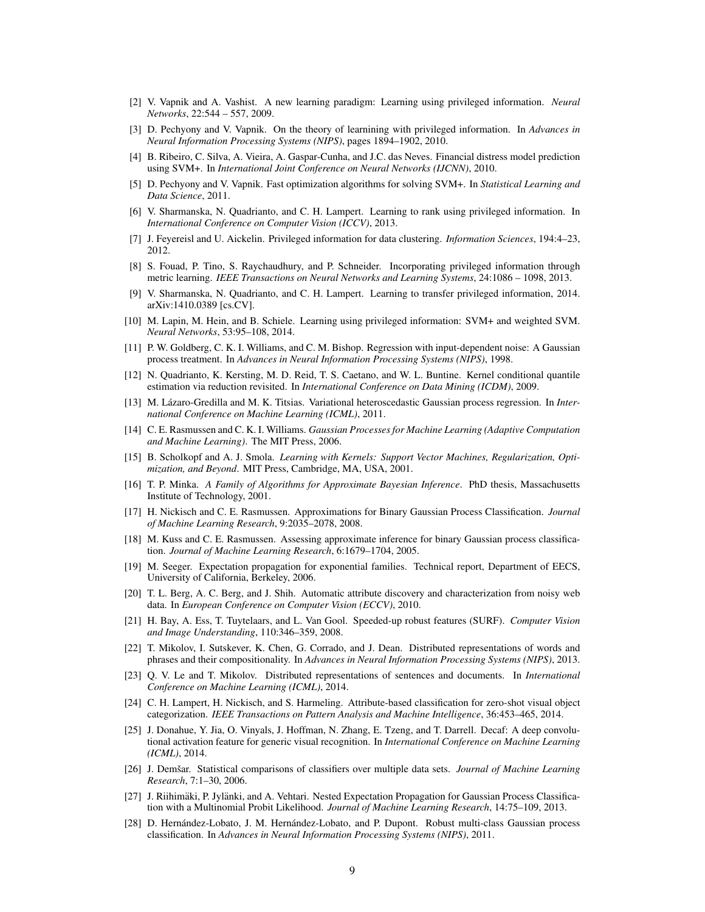[2] V. Vapnik and A. Vashist. A new learning paradigm: Learning using privileged information. *Neural Networks*, 22:544 – 557, 2009.

[3] D. Pechyony and V. Vapnik. On the theory of learnining with privileged information. In *Advances in Neural Information Processing Systems (NIPS)*, pages 1894–1902, 2010.

[4] B. Ribeiro, C. Silva, A. Vieira, A. Gaspar-Cunha, and J.C. das Neves. Financial distress model prediction using SVM+. In *International Joint Conference on Neural Networks (IJCNN)*, 2010.

[5] D. Pechyony and V. Vapnik. Fast optimization algorithms for solving SVM+. In *Statistical Learning and Data Science*, 2011.

[6] V. Sharmanska, N. Quadrianto, and C. H. Lampert. Learning to rank using privileged information. In *International Conference on Computer Vision (ICCV)*, 2013.

[7] J. Feyereisl and U. Aickelin. Privileged information for data clustering. *Information Sciences*, 194:4–23, 2012.

[8] S. Fouad, P. Tino, S. Raychaudhury, and P. Schneider. Incorporating privileged information through metric learning. *IEEE Transactions on Neural Networks and Learning Systems*, 24:1086 – 1098, 2013.

[9] V. Sharmanska, N. Quadrianto, and C. H. Lampert. Learning to transfer privileged information, 2014. arXiv:1410.0389 [cs.CV].

[10] M. Lapin, M. Hein, and B. Schiele. Learning using privileged information: SVM+ and weighted SVM. *Neural Networks*, 53:95–108, 2014.

[11] P. W. Goldberg, C. K. I. Williams, and C. M. Bishop. Regression with input-dependent noise: A Gaussian process treatment. In *Advances in Neural Information Processing Systems (NIPS)*, 1998.

[12] N. Quadrianto, K. Kersting, M. D. Reid, T. S. Caetano, and W. L. Buntine. Kernel conditional quantile estimation via reduction revisited. In *International Conference on Data Mining (ICDM)*, 2009.

[13] M. Lázaro-Gredilla and M. K. Titsias. Variational heteroscedastic Gaussian process regression. In *International Conference on Machine Learning (ICML)*, 2011.

[14] C. E. Rasmussen and C. K. I. Williams. *Gaussian Processes for Machine Learning (Adaptive Computation and Machine Learning)*. The MIT Press, 2006.

[15] B. Scholkopf and A. J. Smola. *Learning with Kernels: Support Vector Machines, Regularization, Optimization, and Beyond*. MIT Press, Cambridge, MA, USA, 2001.

[16] T. P. Minka. *A Family of Algorithms for Approximate Bayesian Inference*. PhD thesis, Massachusetts Institute of Technology, 2001.

[17] H. Nickisch and C. E. Rasmussen. Approximations for Binary Gaussian Process Classification. *Journal of Machine Learning Research*, 9:2035–2078, 2008.

[18] M. Kuss and C. E. Rasmussen. Assessing approximate inference for binary Gaussian process classification. *Journal of Machine Learning Research*, 6:1679–1704, 2005.

[19] M. Seeger. Expectation propagation for exponential families. Technical report, Department of EECS, University of California, Berkeley, 2006.

[20] T. L. Berg, A. C. Berg, and J. Shih. Automatic attribute discovery and characterization from noisy web data. In *European Conference on Computer Vision (ECCV)*, 2010.

[21] H. Bay, A. Ess, T. Tuytelaars, and L. Van Gool. Speeded-up robust features (SURF). *Computer Vision and Image Understanding*, 110:346–359, 2008.

[22] T. Mikolov, I. Sutskever, K. Chen, G. Corrado, and J. Dean. Distributed representations of words and phrases and their compositionality. In *Advances in Neural Information Processing Systems (NIPS)*, 2013.

[23] Q. V. Le and T. Mikolov. Distributed representations of sentences and documents. In *International Conference on Machine Learning (ICML)*, 2014.

[24] C. H. Lampert, H. Nickisch, and S. Harmeling. Attribute-based classification for zero-shot visual object categorization. *IEEE Transactions on Pattern Analysis and Machine Intelligence*, 36:453–465, 2014.

[25] J. Donahue, Y. Jia, O. Vinyals, J. Hoffman, N. Zhang, E. Tzeng, and T. Darrell. Decaf: A deep convolutional activation feature for generic visual recognition. In *International Conference on Machine Learning (ICML)*, 2014.

[26] J. Demšar. Statistical comparisons of classifiers over multiple data sets. *Journal of Machine Learning Research*, 7:1–30, 2006.

[27] J. Riihimäki, P. Jylänki, and A. Vehtari. Nested Expectation Propagation for Gaussian Process Classification with a Multinomial Probit Likelihood. *Journal of Machine Learning Research*, 14:75–109, 2013.

[28] D. Hernández-Lobato, J. M. Hernández-Lobato, and P. Dupont. Robust multi-class Gaussian process classification. In *Advances in Neural Information Processing Systems (NIPS)*, 2011.